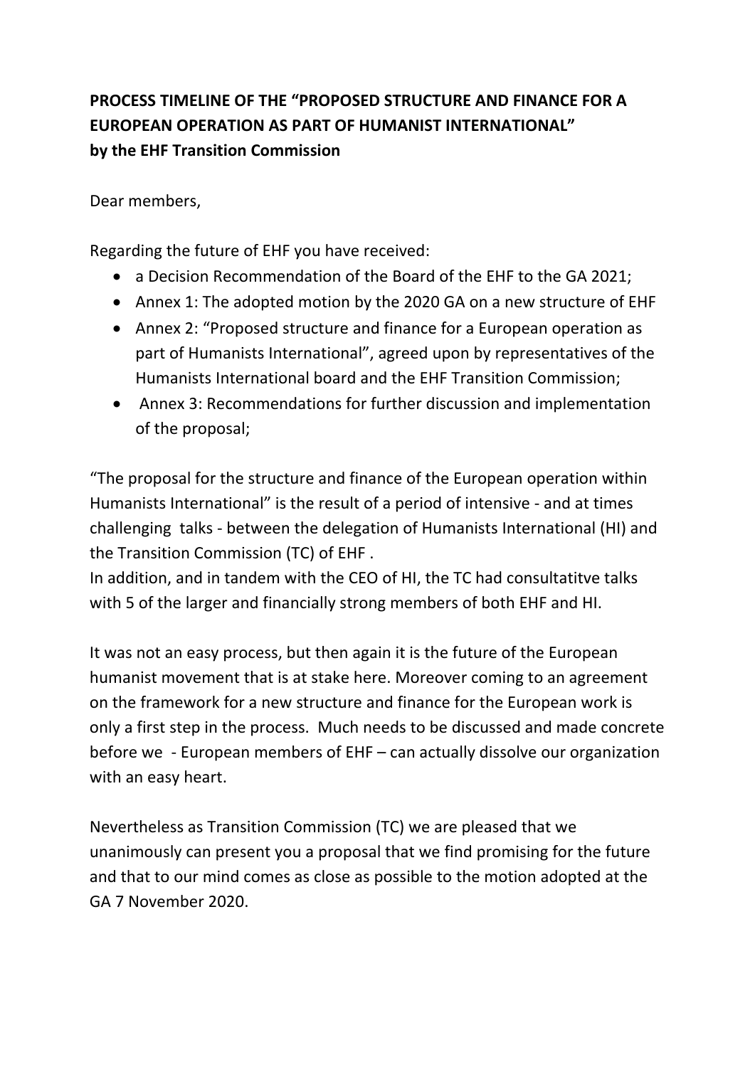**PROCESS TIMELINE OF THE "PROPOSED STRUCTURE AND FINANCE FOR A EUROPEAN OPERATION AS PART OF HUMANIST INTERNATIONAL"**
**by the EHF Transition Commission**

Dear members,

Regarding the future of EHF you have received:

- a Decision Recommendation of the Board of the EHF to the GA 2021;
- Annex 1: The adopted motion by the 2020 GA on a new structure of EHF
- Annex 2: "Proposed structure and finance for a European operation as part of Humanists International", agreed upon by representatives of the Humanists International board and the EHF Transition Commission;
- Annex 3: Recommendations for further discussion and implementation of the proposal;

"The proposal for the structure and finance of the European operation within Humanists International" is the result of a period of intensive - and at times challenging talks - between the delegation of Humanists International (HI) and the Transition Commission (TC) of EHF .
In addition, and in tandem with the CEO of HI, the TC had consultatitve talks with 5 of the larger and financially strong members of both EHF and HI.

It was not an easy process, but then again it is the future of the European humanist movement that is at stake here. Moreover coming to an agreement on the framework for a new structure and finance for the European work is only a first step in the process. Much needs to be discussed and made concrete before we - European members of EHF – can actually dissolve our organization with an easy heart.

Nevertheless as Transition Commission (TC) we are pleased that we unanimously can present you a proposal that we find promising for the future and that to our mind comes as close as possible to the motion adopted at the GA 7 November 2020.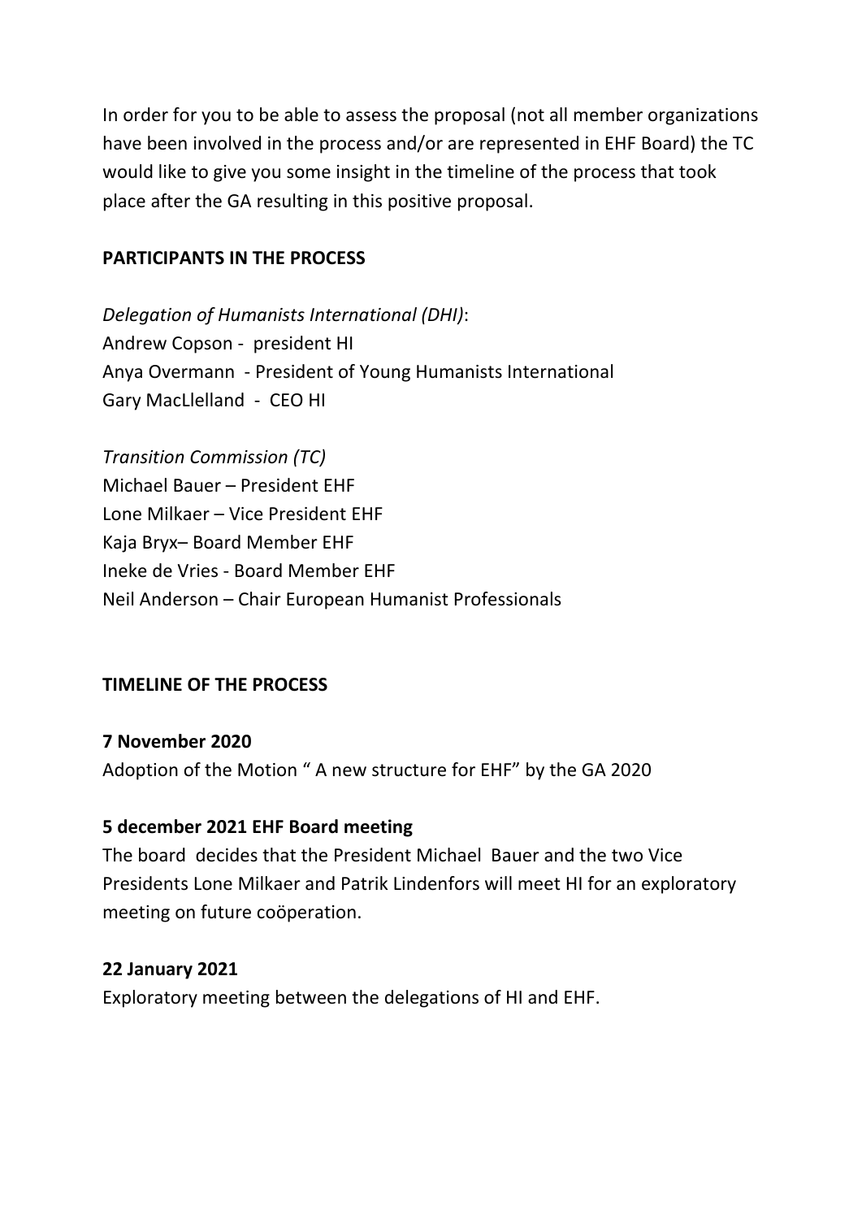In order for you to be able to assess the proposal (not all member organizations have been involved in the process and/or are represented in EHF Board) the TC would like to give you some insight in the timeline of the process that took place after the GA resulting in this positive proposal.

**PARTICIPANTS IN THE PROCESS**

*Delegation of Humanists International (DHI)*:
Andrew Copson - president HI
Anya Overmann - President of Young Humanists International
Gary MacLlelland - CEO HI

*Transition Commission (TC)*
Michael Bauer – President EHF
Lone Milkaer – Vice President EHF
Kaja Bryx– Board Member EHF
Ineke de Vries - Board Member EHF
Neil Anderson – Chair European Humanist Professionals

**TIMELINE OF THE PROCESS**

**7 November 2020**
Adoption of the Motion " A new structure for EHF" by the GA 2020

**5 december 2021 EHF Board meeting**
The board decides that the President Michael Bauer and the two Vice Presidents Lone Milkaer and Patrik Lindenfors will meet HI for an exploratory meeting on future coöperation.

**22 January 2021**
Exploratory meeting between the delegations of HI and EHF.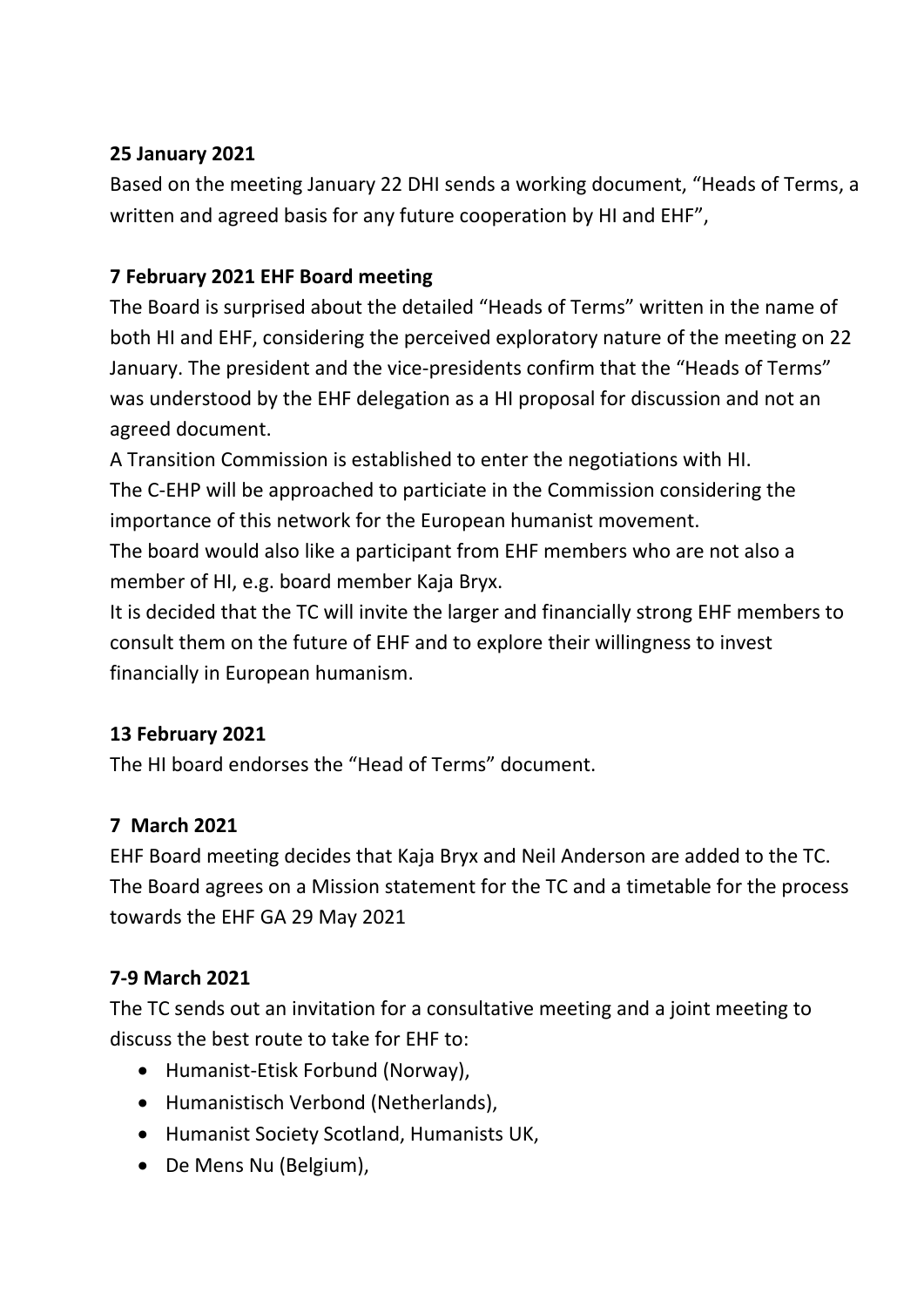**25 January 2021**

Based on the meeting January 22 DHI sends a working document, "Heads of Terms, a written and agreed basis for any future cooperation by HI and EHF",

**7 February 2021 EHF Board meeting**

The Board is surprised about the detailed "Heads of Terms" written in the name of both HI and EHF, considering the perceived exploratory nature of the meeting on 22 January. The president and the vice-presidents confirm that the "Heads of Terms" was understood by the EHF delegation as a HI proposal for discussion and not an agreed document.

A Transition Commission is established to enter the negotiations with HI.

The C-EHP will be approached to particiate in the Commission considering the importance of this network for the European humanist movement.

The board would also like a participant from EHF members who are not also a member of HI, e.g. board member Kaja Bryx.

It is decided that the TC will invite the larger and financially strong EHF members to consult them on the future of EHF and to explore their willingness to invest financially in European humanism.

**13 February 2021**

The HI board endorses the "Head of Terms" document.

**7 March 2021**

EHF Board meeting decides that Kaja Bryx and Neil Anderson are added to the TC. The Board agrees on a Mission statement for the TC and a timetable for the process towards the EHF GA 29 May 2021

**7-9 March 2021**

The TC sends out an invitation for a consultative meeting and a joint meeting to discuss the best route to take for EHF to:

- Humanist-Etisk Forbund (Norway),
- Humanistisch Verbond (Netherlands),
- Humanist Society Scotland, Humanists UK,
- De Mens Nu (Belgium),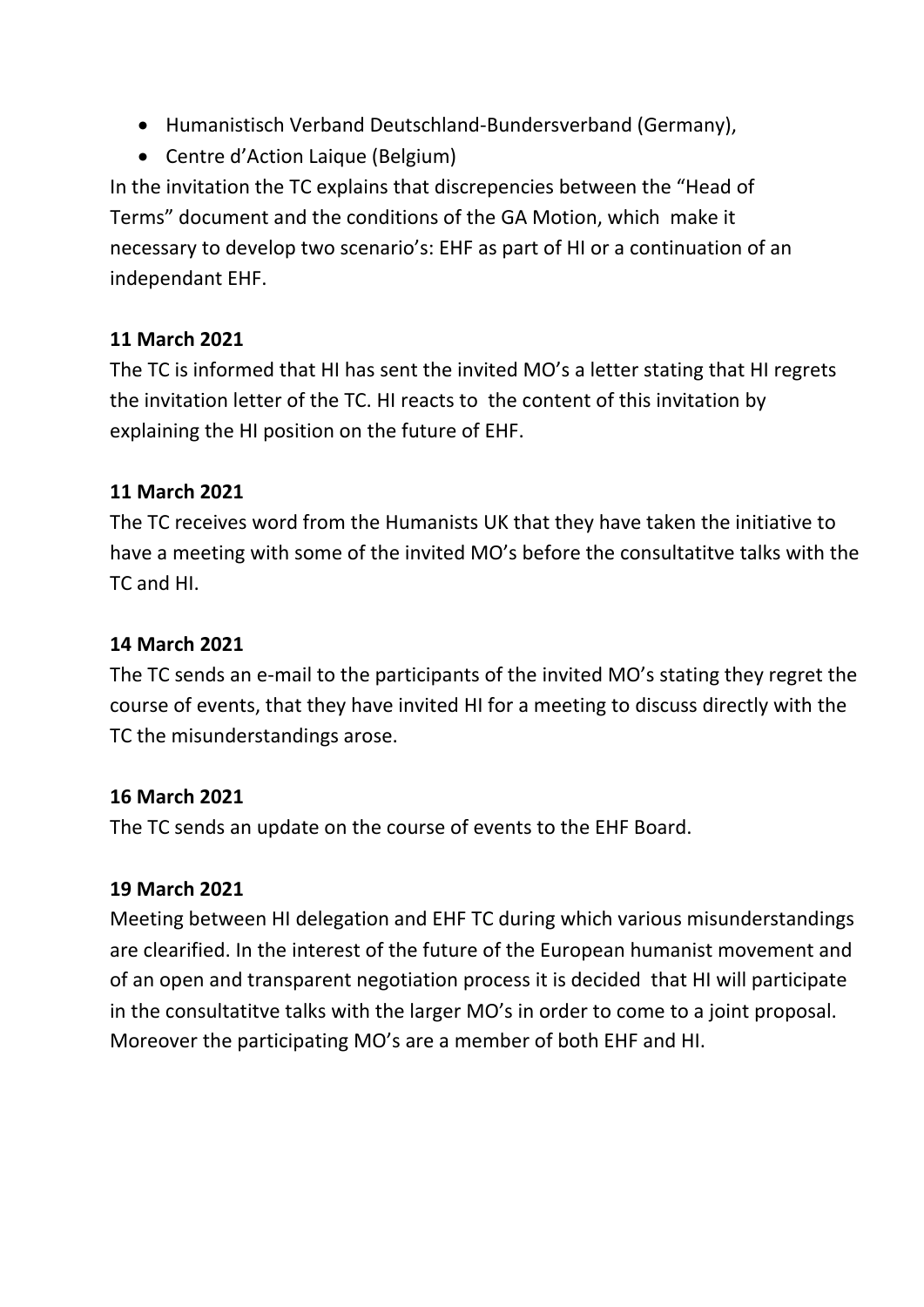- Humanistisch Verband Deutschland-Bundersverband (Germany),
- Centre d'Action Laique (Belgium)

In the invitation the TC explains that discrepencies between the "Head of Terms" document and the conditions of the GA Motion, which make it necessary to develop two scenario's: EHF as part of HI or a continuation of an independant EHF.

**11 March 2021**

The TC is informed that HI has sent the invited MO's a letter stating that HI regrets the invitation letter of the TC. HI reacts to the content of this invitation by explaining the HI position on the future of EHF.

**11 March 2021**

The TC receives word from the Humanists UK that they have taken the initiative to have a meeting with some of the invited MO's before the consultatitve talks with the TC and HI.

**14 March 2021**

The TC sends an e-mail to the participants of the invited MO's stating they regret the course of events, that they have invited HI for a meeting to discuss directly with the TC the misunderstandings arose.

**16 March 2021**

The TC sends an update on the course of events to the EHF Board.

**19 March 2021**

Meeting between HI delegation and EHF TC during which various misunderstandings are clearified. In the interest of the future of the European humanist movement and of an open and transparent negotiation process it is decided that HI will participate in the consultatitve talks with the larger MO's in order to come to a joint proposal. Moreover the participating MO's are a member of both EHF and HI.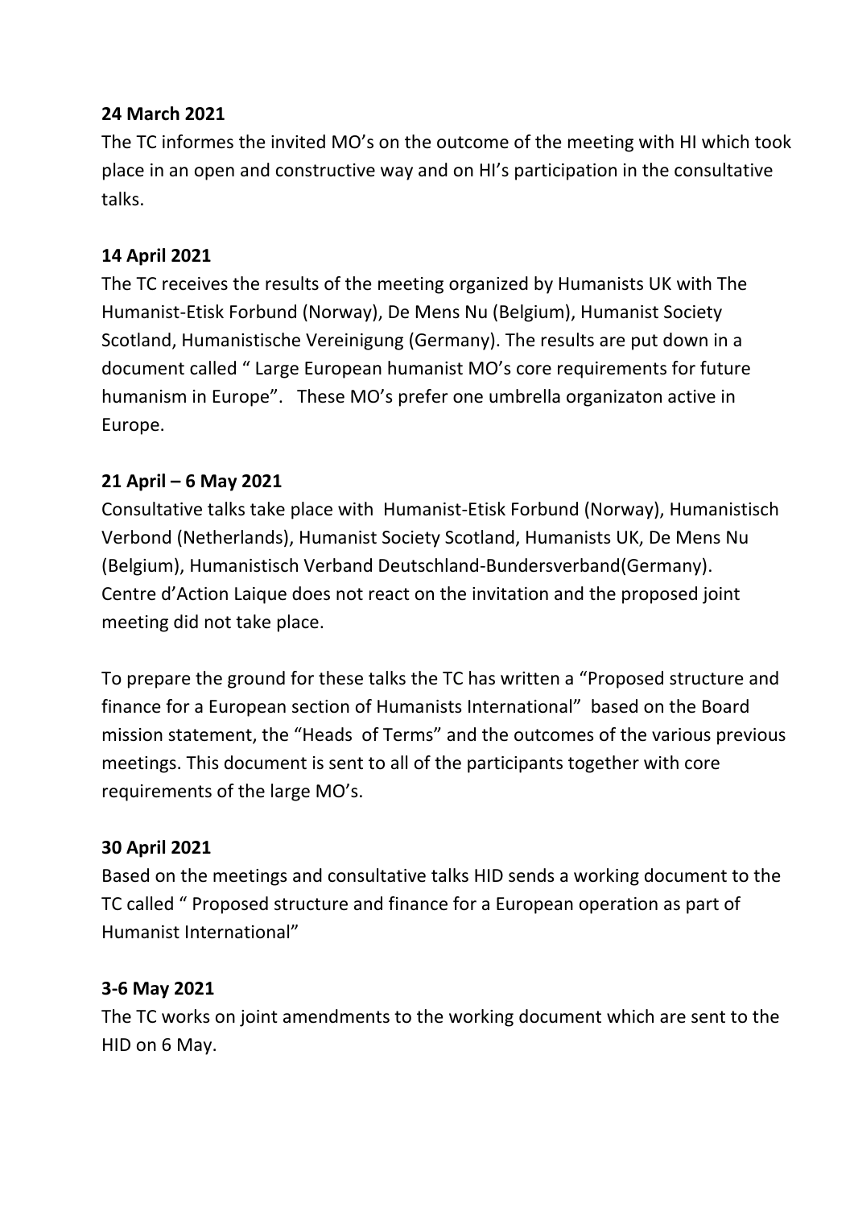**24 March 2021**

The TC informes the invited MO's on the outcome of the meeting with HI which took place in an open and constructive way and on HI's participation in the consultative talks.

**14 April 2021**

The TC receives the results of the meeting organized by Humanists UK with The Humanist-Etisk Forbund (Norway), De Mens Nu (Belgium), Humanist Society Scotland, Humanistische Vereinigung (Germany). The results are put down in a document called " Large European humanist MO's core requirements for future humanism in Europe". These MO's prefer one umbrella organizaton active in Europe.

**21 April – 6 May 2021**

Consultative talks take place with Humanist-Etisk Forbund (Norway), Humanistisch Verbond (Netherlands), Humanist Society Scotland, Humanists UK, De Mens Nu (Belgium), Humanistisch Verband Deutschland-Bundersverband(Germany). Centre d'Action Laique does not react on the invitation and the proposed joint meeting did not take place.

To prepare the ground for these talks the TC has written a "Proposed structure and finance for a European section of Humanists International" based on the Board mission statement, the "Heads of Terms" and the outcomes of the various previous meetings. This document is sent to all of the participants together with core requirements of the large MO's.

**30 April 2021**

Based on the meetings and consultative talks HID sends a working document to the TC called " Proposed structure and finance for a European operation as part of Humanist International"

**3-6 May 2021**

The TC works on joint amendments to the working document which are sent to the HID on 6 May.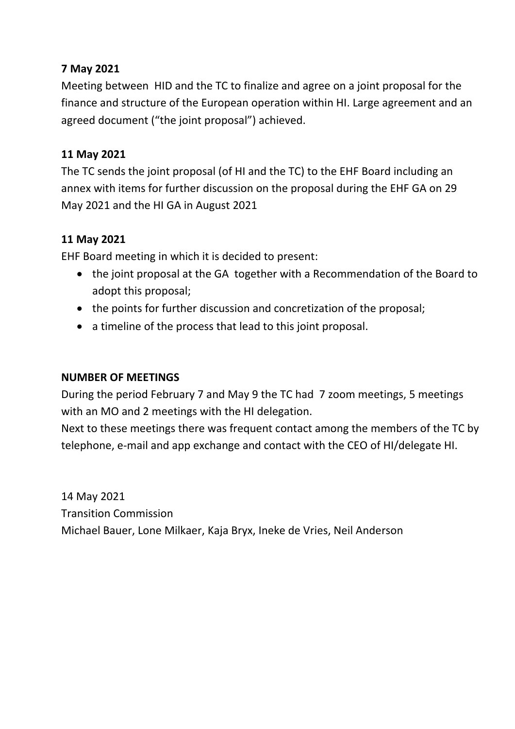**7 May 2021**

Meeting between HID and the TC to finalize and agree on a joint proposal for the finance and structure of the European operation within HI. Large agreement and an agreed document ("the joint proposal") achieved.

**11 May 2021**

The TC sends the joint proposal (of HI and the TC) to the EHF Board including an annex with items for further discussion on the proposal during the EHF GA on 29 May 2021 and the HI GA in August 2021

**11 May 2021**

EHF Board meeting in which it is decided to present:

- the joint proposal at the GA together with a Recommendation of the Board to adopt this proposal;
- the points for further discussion and concretization of the proposal;
- a timeline of the process that lead to this joint proposal.

**NUMBER OF MEETINGS**

During the period February 7 and May 9 the TC had 7 zoom meetings, 5 meetings with an MO and 2 meetings with the HI delegation.

Next to these meetings there was frequent contact among the members of the TC by telephone, e-mail and app exchange and contact with the CEO of HI/delegate HI.

14 May 2021

Transition Commission

Michael Bauer, Lone Milkaer, Kaja Bryx, Ineke de Vries, Neil Anderson